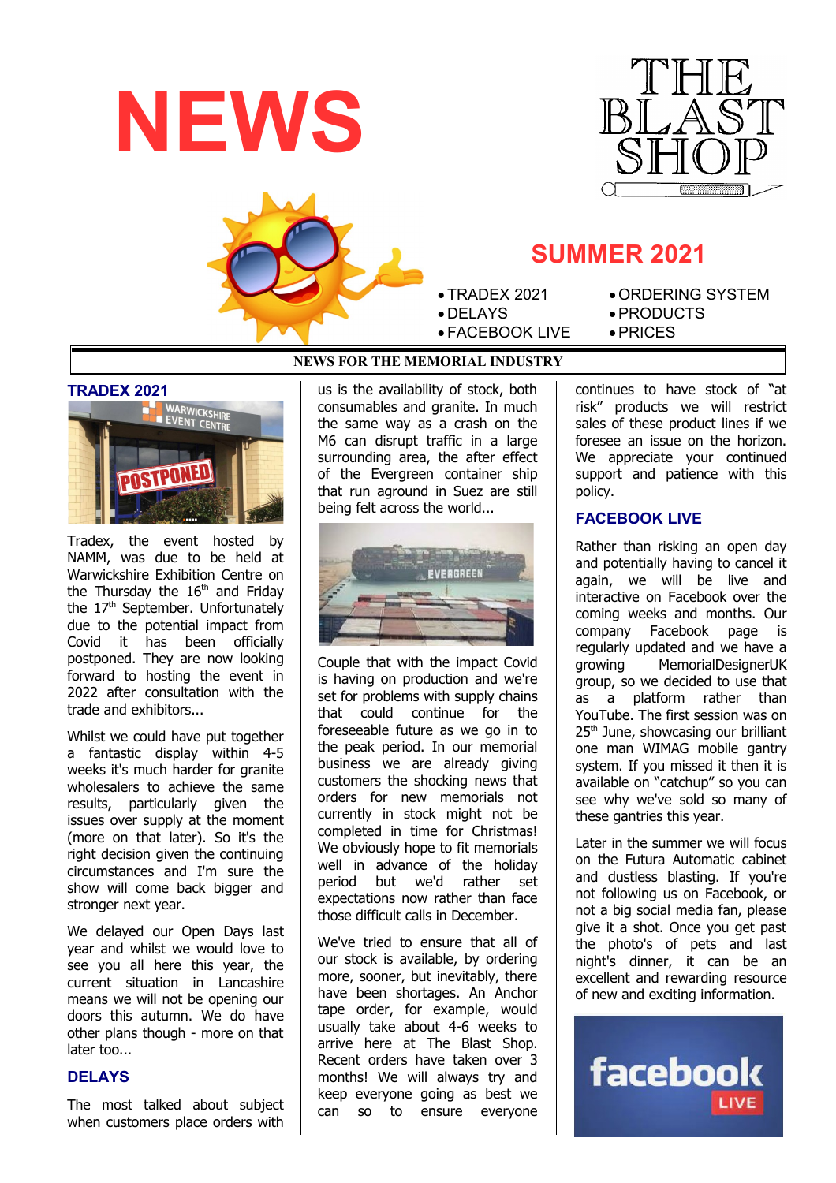# NEWS

THE BLAST SHOP

## SUMMER 2021

- TRADEX 2021
- DELAYS
- FACEBOOK LIVE
- ORDERING SYSTEM
- PRODUCTS
- PRICES

**NEWS FOR THE MEMORIAL INDUSTRY**

### TRADEX 2021

Tradex, the event hosted by NAMM, was due to be held at Warwickshire Exhibition Centre on the Thursday the 16th and Friday the 17th September. Unfortunately due to the potential impact from Covid it has been officially postponed. They are now looking forward to hosting the event in 2022 after consultation with the trade and exhibitors...

Whilst we could have put together a fantastic display within 4-5 weeks it's much harder for granite wholesalers to achieve the same results, particularly given the issues over supply at the moment (more on that later). So it's the right decision given the continuing circumstances and I'm sure the show will come back bigger and stronger next year.

We delayed our Open Days last year and whilst we would love to see you all here this year, the current situation in Lancashire means we will not be opening our doors this autumn. We do have other plans though - more on that later too...

### DELAYS

The most talked about subject when customers place orders with us is the availability of stock, both consumables and granite. In much the same way as a crash on the M6 can disrupt traffic in a large surrounding area, the after effect of the Evergreen container ship that run aground in Suez are still being felt across the world...

Couple that with the impact Covid is having on production and we're set for problems with supply chains that could continue for the foreseeable future as we go in to the peak period. In our memorial business we are already giving customers the shocking news that orders for new memorials not currently in stock might not be completed in time for Christmas! We obviously hope to fit memorials well in advance of the holiday period but we'd rather set expectations now rather than face those difficult calls in December.

We've tried to ensure that all of our stock is available, by ordering more, sooner, but inevitably, there have been shortages. An Anchor tape order, for example, would usually take about 4-6 weeks to arrive here at The Blast Shop. Recent orders have taken over 3 months! We will always try and keep everyone going as best we can so to ensure everyone continues to have stock of "at risk" products we will restrict sales of these product lines if we foresee an issue on the horizon. We appreciate your continued support and patience with this policy.

### FACEBOOK LIVE

Rather than risking an open day and potentially having to cancel it again, we will be live and interactive on Facebook over the coming weeks and months. Our company Facebook page is regularly updated and we have a growing MemorialDesignerUK group, so we decided to use that as a platform rather than YouTube. The first session was on 25th June, showcasing our brilliant one man WIMAG mobile gantry system. If you missed it then it is available on "catchup" so you can see why we've sold so many of these gantries this year.

Later in the summer we will focus on the Futura Automatic cabinet and dustless blasting. If you're not following us on Facebook, or not a big social media fan, please give it a shot. Once you get past the photo's of pets and last night's dinner, it can be an excellent and rewarding resource of new and exciting information.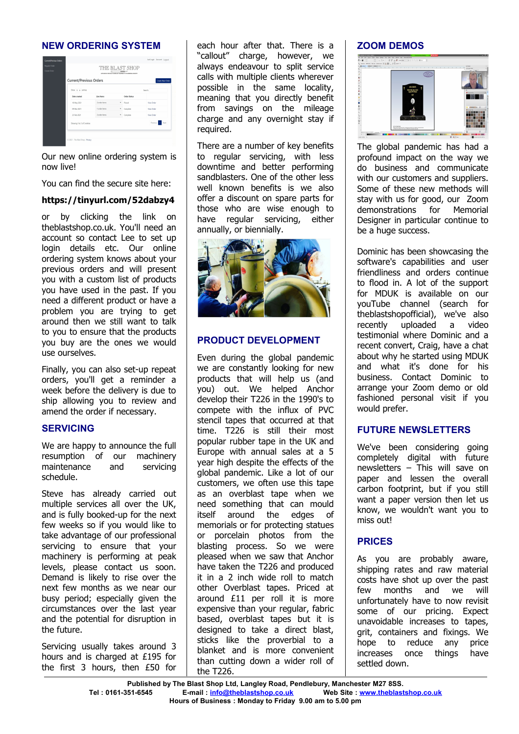## NEW ORDERING SYSTEM

Our new online ordering system is now live!

You can find the secure site here:

**https://tinyurl.com/52dabzy4**

or by clicking the link on theblastshop.co.uk. You'll need an account so contact Lee to set up login details etc. Our online ordering system knows about your previous orders and will present you with a custom list of products you have used in the past. If you need a different product or have a problem you are trying to get around then we still want to talk to you to ensure that the products you buy are the ones we would use ourselves.

Finally, you can also set-up repeat orders, you'll get a reminder a week before the delivery is due to ship allowing you to review and amend the order if necessary.

## SERVICING

We are happy to announce the full resumption of our machinery maintenance and servicing schedule.

Steve has already carried out multiple services all over the UK, and is fully booked-up for the next few weeks so if you would like to take advantage of our professional servicing to ensure that your machinery is performing at peak levels, please contact us soon. Demand is likely to rise over the next few months as we near our busy period; especially given the circumstances over the last year and the potential for disruption in the future.

Servicing usually takes around 3 hours and is charged at £195 for the first 3 hours, then £50 for each hour after that. There is a "callout" charge, however, we always endeavour to split service calls with multiple clients wherever possible in the same locality, meaning that you directly benefit from savings on the mileage charge and any overnight stay if required.

There are a number of key benefits to regular servicing, with less downtime and better performing sandblasters. One of the other less well known benefits is we also offer a discount on spare parts for those who are wise enough to have regular servicing, either annually, or biennially.

## PRODUCT DEVELOPMENT

Even during the global pandemic we are constantly looking for new products that will help us (and you) out. We helped Anchor develop their T226 in the 1990's to compete with the influx of PVC stencil tapes that occurred at that time. T226 is still their most popular rubber tape in the UK and Europe with annual sales at a 5 year high despite the effects of the global pandemic. Like a lot of our customers, we often use this tape as an overblast tape when we need something that can mould itself around the edges of memorials or for protecting statues or porcelain photos from the blasting process. So we were pleased when we saw that Anchor have taken the T226 and produced it in a 2 inch wide roll to match other Overblast tapes. Priced at around £11 per roll it is more expensive than your regular, fabric based, overblast tapes but it is designed to take a direct blast, sticks like the proverbial to a blanket and is more convenient than cutting down a wider roll of the T226.

## ZOOM DEMOS

The global pandemic has had a profound impact on the way we do business and communicate with our customers and suppliers. Some of these new methods will stay with us for good, our Zoom demonstrations for Memorial Designer in particular continue to be a huge success.

Dominic has been showcasing the software's capabilities and user friendliness and orders continue to flood in. A lot of the support for MDUK is available on our youTube channel (search for theblastshopofficial), we've also recently uploaded a video testimonial where Dominic and a recent convert, Craig, have a chat about why he started using MDUK and what it's done for his business. Contact Dominic to arrange your Zoom demo or old fashioned personal visit if you would prefer.

## FUTURE NEWSLETTERS

We've been considering going completely digital with future newsletters – This will save on paper and lessen the overall carbon footprint, but if you still want a paper version then let us know, we wouldn't want you to miss out!

## PRICES

As you are probably aware, shipping rates and raw material costs have shot up over the past few months and we will unfortunately have to now revisit some of our pricing. Expect unavoidable increases to tapes, grit, containers and fixings. We hope to reduce any price increases once things have settled down.

**Published by The Blast Shop Ltd, Langley Road, Pendlebury, Manchester M27 8SS.**
**Tel : 0161-351-6545 E-mail : info@theblastshop.co.uk Web Site : www.theblastshop.co.uk**
**Hours of Business : Monday to Friday 9.00 am to 5.00 pm**